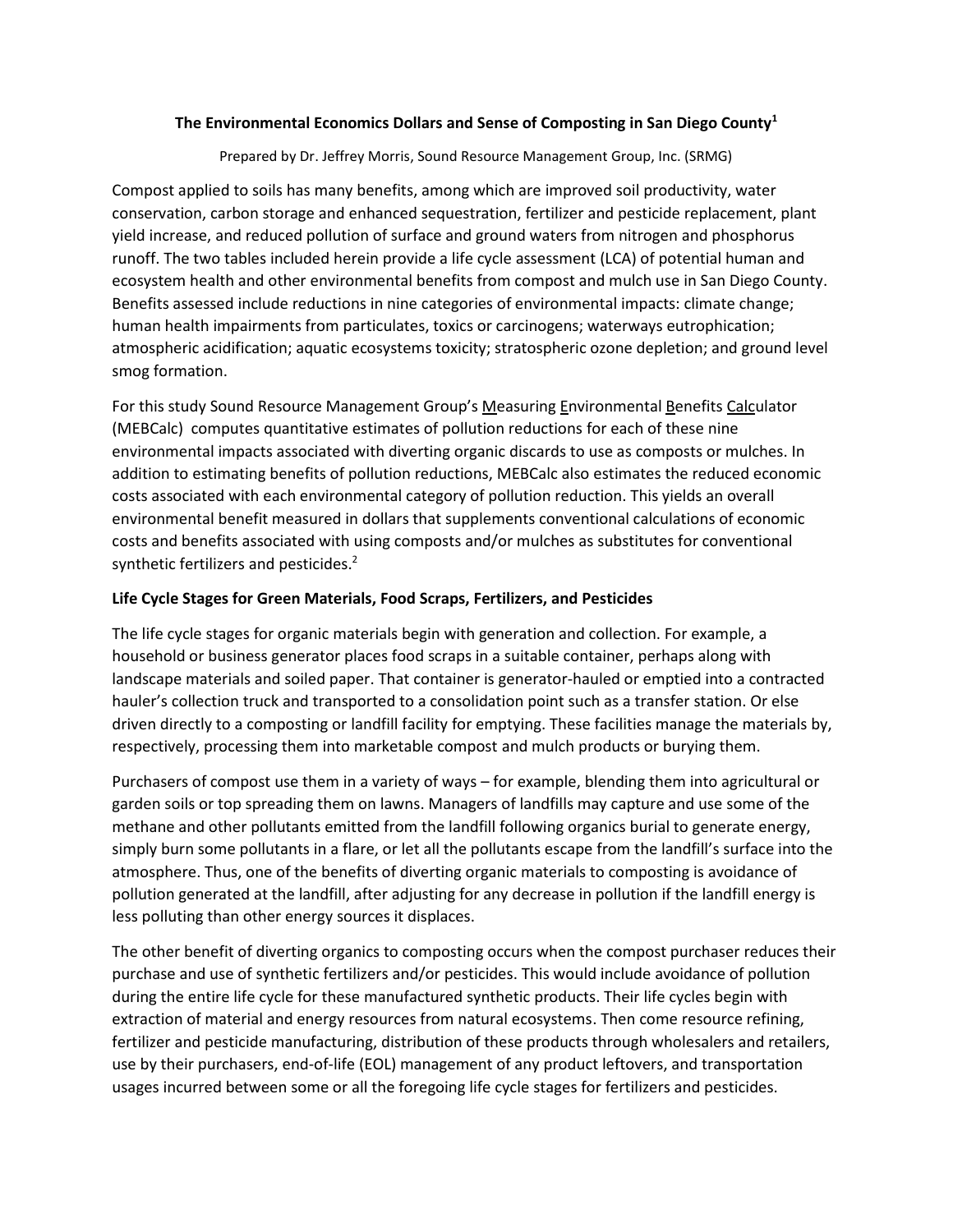**The Environmental Economics Dollars and Sense of Composting in San Diego County[1]**

Prepared by Dr. Jeffrey Morris, Sound Resource Management Group, Inc. (SRMG)

Compost applied to soils has many benefits, among which are improved soil productivity, water conservation, carbon storage and enhanced sequestration, fertilizer and pesticide replacement, plant yield increase, and reduced pollution of surface and ground waters from nitrogen and phosphorus runoff. The two tables included herein provide a life cycle assessment (LCA) of potential human and ecosystem health and other environmental benefits from compost and mulch use in San Diego County. Benefits assessed include reductions in nine categories of environmental impacts: climate change; human health impairments from particulates, toxics or carcinogens; waterways eutrophication; atmospheric acidification; aquatic ecosystems toxicity; stratospheric ozone depletion; and ground level smog formation.

For this study Sound Resource Management Group's Measuring Environmental Benefits Calculator (MEBCalc) computes quantitative estimates of pollution reductions for each of these nine environmental impacts associated with diverting organic discards to use as composts or mulches. In addition to estimating benefits of pollution reductions, MEBCalc also estimates the reduced economic costs associated with each environmental category of pollution reduction. This yields an overall environmental benefit measured in dollars that supplements conventional calculations of economic costs and benefits associated with using composts and/or mulches as substitutes for conventional synthetic fertilizers and pesticides.[2]

**Life Cycle Stages for Green Materials, Food Scraps, Fertilizers, and Pesticides**

The life cycle stages for organic materials begin with generation and collection. For example, a household or business generator places food scraps in a suitable container, perhaps along with landscape materials and soiled paper. That container is generator-hauled or emptied into a contracted hauler's collection truck and transported to a consolidation point such as a transfer station. Or else driven directly to a composting or landfill facility for emptying. These facilities manage the materials by, respectively, processing them into marketable compost and mulch products or burying them.

Purchasers of compost use them in a variety of ways – for example, blending them into agricultural or garden soils or top spreading them on lawns. Managers of landfills may capture and use some of the methane and other pollutants emitted from the landfill following organics burial to generate energy, simply burn some pollutants in a flare, or let all the pollutants escape from the landfill's surface into the atmosphere. Thus, one of the benefits of diverting organic materials to composting is avoidance of pollution generated at the landfill, after adjusting for any decrease in pollution if the landfill energy is less polluting than other energy sources it displaces.

The other benefit of diverting organics to composting occurs when the compost purchaser reduces their purchase and use of synthetic fertilizers and/or pesticides. This would include avoidance of pollution during the entire life cycle for these manufactured synthetic products. Their life cycles begin with extraction of material and energy resources from natural ecosystems. Then come resource refining, fertilizer and pesticide manufacturing, distribution of these products through wholesalers and retailers, use by their purchasers, end-of-life (EOL) management of any product leftovers, and transportation usages incurred between some or all the foregoing life cycle stages for fertilizers and pesticides.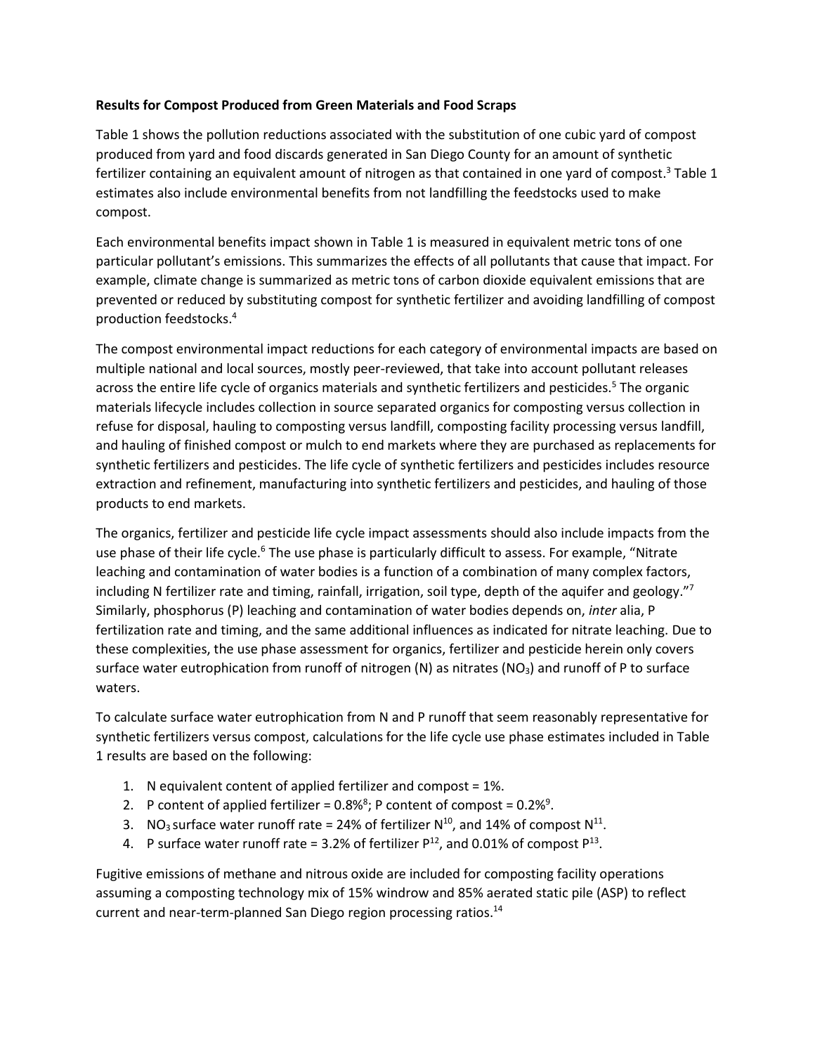**Results for Compost Produced from Green Materials and Food Scraps**

Table 1 shows the pollution reductions associated with the substitution of one cubic yard of compost produced from yard and food discards generated in San Diego County for an amount of synthetic fertilizer containing an equivalent amount of nitrogen as that contained in one yard of compost.[3] Table 1 estimates also include environmental benefits from not landfilling the feedstocks used to make compost.

Each environmental benefits impact shown in Table 1 is measured in equivalent metric tons of one particular pollutant's emissions. This summarizes the effects of all pollutants that cause that impact. For example, climate change is summarized as metric tons of carbon dioxide equivalent emissions that are prevented or reduced by substituting compost for synthetic fertilizer and avoiding landfilling of compost production feedstocks.[4]

The compost environmental impact reductions for each category of environmental impacts are based on multiple national and local sources, mostly peer-reviewed, that take into account pollutant releases across the entire life cycle of organics materials and synthetic fertilizers and pesticides.[5] The organic materials lifecycle includes collection in source separated organics for composting versus collection in refuse for disposal, hauling to composting versus landfill, composting facility processing versus landfill, and hauling of finished compost or mulch to end markets where they are purchased as replacements for synthetic fertilizers and pesticides. The life cycle of synthetic fertilizers and pesticides includes resource extraction and refinement, manufacturing into synthetic fertilizers and pesticides, and hauling of those products to end markets.

The organics, fertilizer and pesticide life cycle impact assessments should also include impacts from the use phase of their life cycle.[6] The use phase is particularly difficult to assess. For example, "Nitrate leaching and contamination of water bodies is a function of a combination of many complex factors, including N fertilizer rate and timing, rainfall, irrigation, soil type, depth of the aquifer and geology."[7] Similarly, phosphorus (P) leaching and contamination of water bodies depends on, *inter* alia, P fertilization rate and timing, and the same additional influences as indicated for nitrate leaching. Due to these complexities, the use phase assessment for organics, fertilizer and pesticide herein only covers surface water eutrophication from runoff of nitrogen (N) as nitrates ($NO_3$) and runoff of P to surface waters.

To calculate surface water eutrophication from N and P runoff that seem reasonably representative for synthetic fertilizers versus compost, calculations for the life cycle use phase estimates included in Table 1 results are based on the following:

1. N equivalent content of applied fertilizer and compost = 1%.
2. P content of applied fertilizer = 0.8%[8]; P content of compost = 0.2%[9].
3. $NO_3$ surface water runoff rate = 24% of fertilizer N[10], and 14% of compost N[11].
4. P surface water runoff rate = 3.2% of fertilizer P[12], and 0.01% of compost P[13].

Fugitive emissions of methane and nitrous oxide are included for composting facility operations assuming a composting technology mix of 15% windrow and 85% aerated static pile (ASP) to reflect current and near-term-planned San Diego region processing ratios.[14]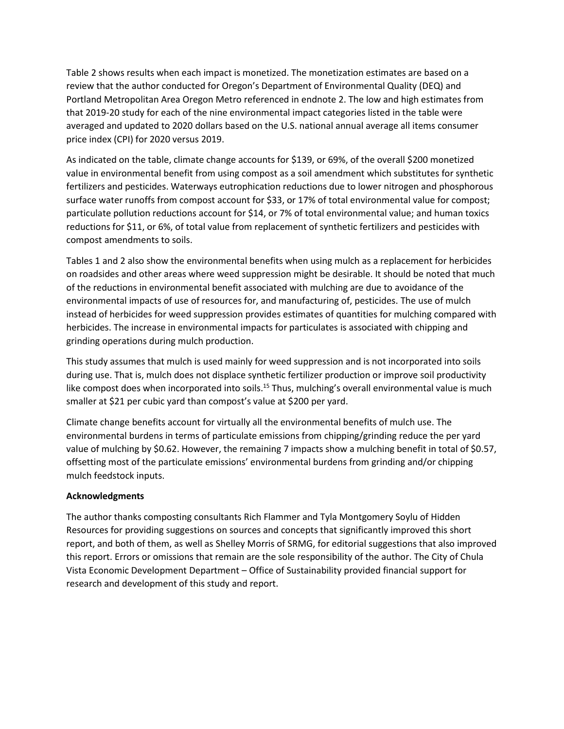Table 2 shows results when each impact is monetized. The monetization estimates are based on a review that the author conducted for Oregon's Department of Environmental Quality (DEQ) and Portland Metropolitan Area Oregon Metro referenced in endnote 2. The low and high estimates from that 2019-20 study for each of the nine environmental impact categories listed in the table were averaged and updated to 2020 dollars based on the U.S. national annual average all items consumer price index (CPI) for 2020 versus 2019.

As indicated on the table, climate change accounts for $139, or 69%, of the overall $200 monetized value in environmental benefit from using compost as a soil amendment which substitutes for synthetic fertilizers and pesticides. Waterways eutrophication reductions due to lower nitrogen and phosphorous surface water runoffs from compost account for $33, or 17% of total environmental value for compost; particulate pollution reductions account for $14, or 7% of total environmental value; and human toxics reductions for $11, or 6%, of total value from replacement of synthetic fertilizers and pesticides with compost amendments to soils.

Tables 1 and 2 also show the environmental benefits when using mulch as a replacement for herbicides on roadsides and other areas where weed suppression might be desirable. It should be noted that much of the reductions in environmental benefit associated with mulching are due to avoidance of the environmental impacts of use of resources for, and manufacturing of, pesticides. The use of mulch instead of herbicides for weed suppression provides estimates of quantities for mulching compared with herbicides. The increase in environmental impacts for particulates is associated with chipping and grinding operations during mulch production.

This study assumes that mulch is used mainly for weed suppression and is not incorporated into soils during use. That is, mulch does not displace synthetic fertilizer production or improve soil productivity like compost does when incorporated into soils.[15] Thus, mulching's overall environmental value is much smaller at $21 per cubic yard than compost's value at $200 per yard.

Climate change benefits account for virtually all the environmental benefits of mulch use. The environmental burdens in terms of particulate emissions from chipping/grinding reduce the per yard value of mulching by $0.62. However, the remaining 7 impacts show a mulching benefit in total of $0.57, offsetting most of the particulate emissions' environmental burdens from grinding and/or chipping mulch feedstock inputs.

**Acknowledgments**

The author thanks composting consultants Rich Flammer and Tyla Montgomery Soylu of Hidden Resources for providing suggestions on sources and concepts that significantly improved this short report, and both of them, as well as Shelley Morris of SRMG, for editorial suggestions that also improved this report. Errors or omissions that remain are the sole responsibility of the author. The City of Chula Vista Economic Development Department – Office of Sustainability provided financial support for research and development of this study and report.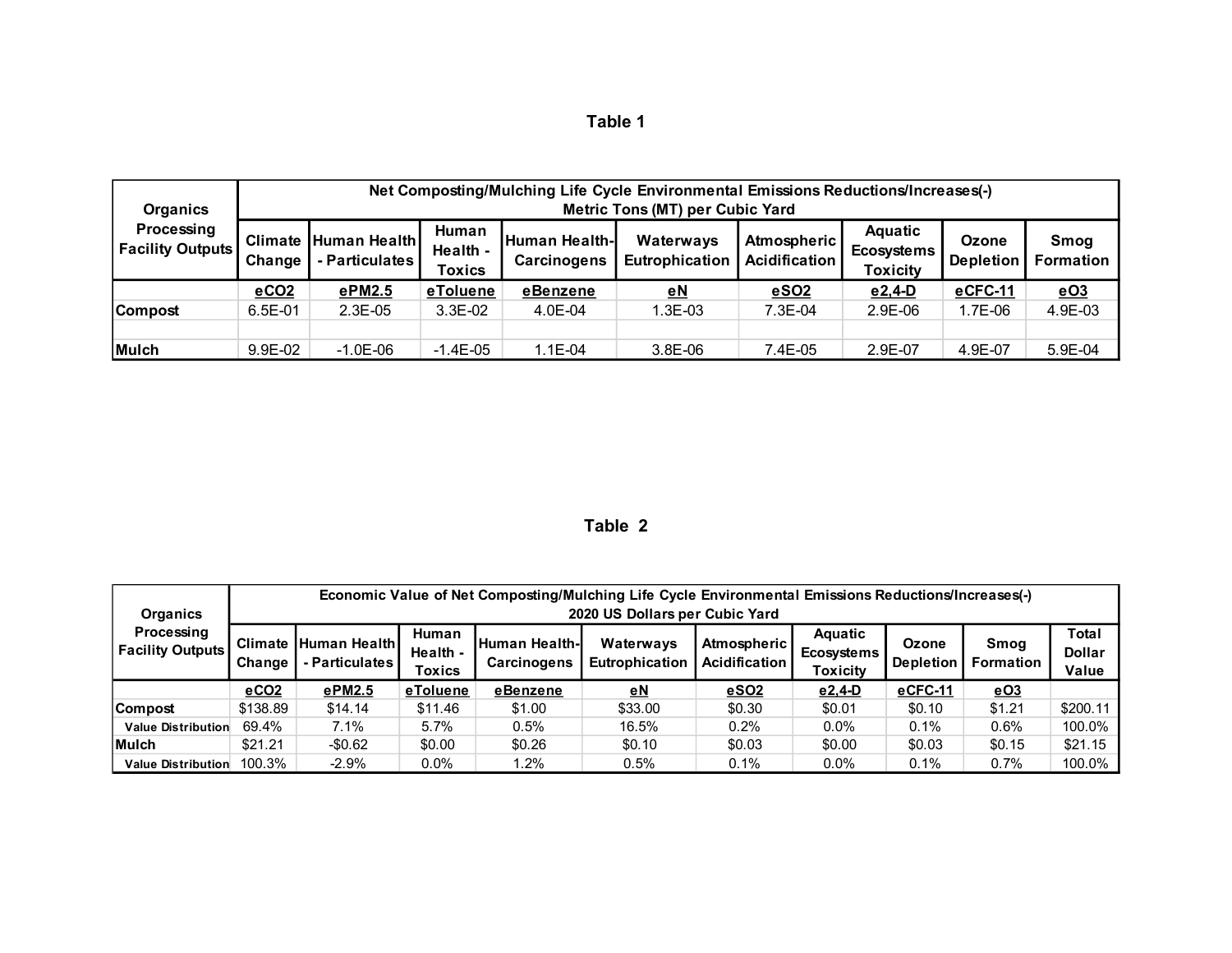**Table 1**

| Organics Processing Facility Outputs | Net Composting/Mulching Life Cycle Environmental Emissions Reductions/Increases(-) Metric Tons (MT) per Cubic Yard | | | | | | | | |
|---|---|---|---|---|---|---|---|---|---|
| | Climate Change | Human Health - Particulates | Human Health - Toxics | Human Health- Carcinogens | Waterways Eutrophication | Atmospheric Acidification | Aquatic Ecosystems Toxicity | Ozone Depletion | Smog Formation |
| | eCO2 | ePM2.5 | eToluene | eBenzene | eN | eSO2 | e2,4-D | eCFC-11 | eO3 |
| **Compost** | 6.5E-01 | 2.3E-05 | 3.3E-02 | 4.0E-04 | 1.3E-03 | 7.3E-04 | 2.9E-06 | 1.7E-06 | 4.9E-03 |
| | | | | | | | | | |
| **Mulch** | 9.9E-02 | -1.0E-06 | -1.4E-05 | 1.1E-04 | 3.8E-06 | 7.4E-05 | 2.9E-07 | 4.9E-07 | 5.9E-04 |

**Table 2**

| Organics Processing Facility Outputs | Economic Value of Net Composting/Mulching Life Cycle Environmental Emissions Reductions/Increases(-) 2020 US Dollars per Cubic Yard | | | | | | | | | |
|---|---|---|---|---|---|---|---|---|---|---|
| | Climate Change | Human Health - Particulates | Human Health - Toxics | Human Health- Carcinogens | Waterways Eutrophication | Atmospheric Acidification | Aquatic Ecosystems Toxicity | Ozone Depletion | Smog Formation | Total Dollar Value |
| | eCO2 | ePM2.5 | eToluene | eBenzene | eN | eSO2 | e2,4-D | eCFC-11 | eO3 | |
| **Compost** | $138.89 | $14.14 | $11.46 | $1.00 | $33.00 | $0.30 | $0.01 | $0.10 | $1.21 | $200.11 |
| **Value Distribution** | 69.4% | 7.1% | 5.7% | 0.5% | 16.5% | 0.2% | 0.0% | 0.1% | 0.6% | 100.0% |
| **Mulch** | $21.21 | -$0.62 | $0.00 | $0.26 | $0.10 | $0.03 | $0.00 | $0.03 | $0.15 | $21.15 |
| **Value Distribution** | 100.3% | -2.9% | 0.0% | 1.2% | 0.5% | 0.1% | 0.0% | 0.1% | 0.7% | 100.0% |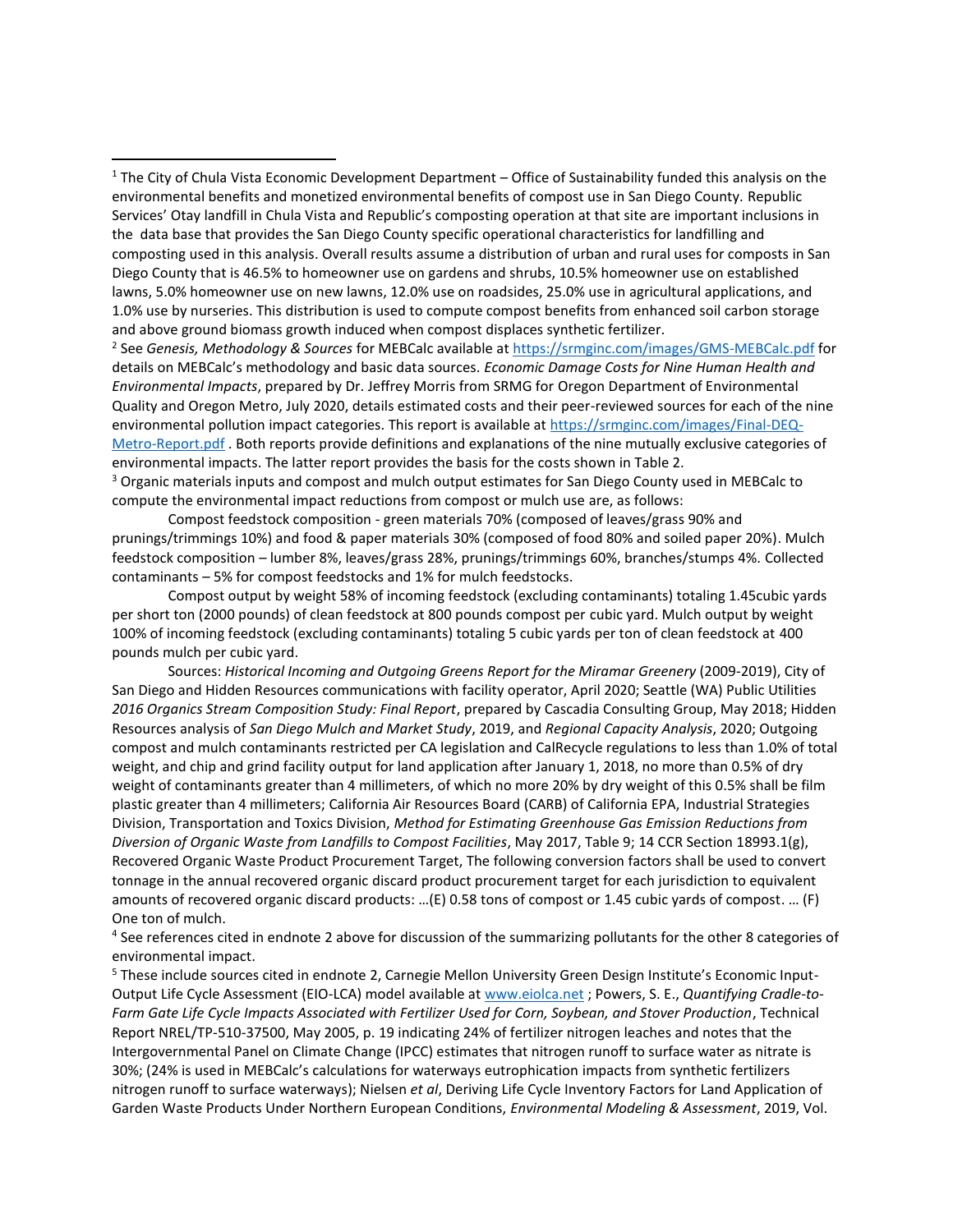[1] The City of Chula Vista Economic Development Department – Office of Sustainability funded this analysis on the environmental benefits and monetized environmental benefits of compost use in San Diego County. Republic Services' Otay landfill in Chula Vista and Republic's composting operation at that site are important inclusions in the data base that provides the San Diego County specific operational characteristics for landfilling and composting used in this analysis. Overall results assume a distribution of urban and rural uses for composts in San Diego County that is 46.5% to homeowner use on gardens and shrubs, 10.5% homeowner use on established lawns, 5.0% homeowner use on new lawns, 12.0% use on roadsides, 25.0% use in agricultural applications, and 1.0% use by nurseries. This distribution is used to compute compost benefits from enhanced soil carbon storage and above ground biomass growth induced when compost displaces synthetic fertilizer.

[2] See *Genesis, Methodology & Sources* for MEBCalc available at https://srmginc.com/images/GMS-MEBCalc.pdf for details on MEBCalc's methodology and basic data sources. *Economic Damage Costs for Nine Human Health and Environmental Impacts*, prepared by Dr. Jeffrey Morris from SRMG for Oregon Department of Environmental Quality and Oregon Metro, July 2020, details estimated costs and their peer-reviewed sources for each of the nine environmental pollution impact categories. This report is available at https://srmginc.com/images/Final-DEQ-Metro-Report.pdf . Both reports provide definitions and explanations of the nine mutually exclusive categories of environmental impacts. The latter report provides the basis for the costs shown in Table 2.

[3] Organic materials inputs and compost and mulch output estimates for San Diego County used in MEBCalc to compute the environmental impact reductions from compost or mulch use are, as follows:

Compost feedstock composition - green materials 70% (composed of leaves/grass 90% and prunings/trimmings 10%) and food & paper materials 30% (composed of food 80% and soiled paper 20%). Mulch feedstock composition – lumber 8%, leaves/grass 28%, prunings/trimmings 60%, branches/stumps 4%. Collected contaminants – 5% for compost feedstocks and 1% for mulch feedstocks.

Compost output by weight 58% of incoming feedstock (excluding contaminants) totaling 1.45cubic yards per short ton (2000 pounds) of clean feedstock at 800 pounds compost per cubic yard. Mulch output by weight 100% of incoming feedstock (excluding contaminants) totaling 5 cubic yards per ton of clean feedstock at 400 pounds mulch per cubic yard.

Sources: *Historical Incoming and Outgoing Greens Report for the Miramar Greenery* (2009-2019), City of San Diego and Hidden Resources communications with facility operator, April 2020; Seattle (WA) Public Utilities *2016 Organics Stream Composition Study: Final Report*, prepared by Cascadia Consulting Group, May 2018; Hidden Resources analysis of *San Diego Mulch and Market Study*, 2019, and *Regional Capacity Analysis*, 2020; Outgoing compost and mulch contaminants restricted per CA legislation and CalRecycle regulations to less than 1.0% of total weight, and chip and grind facility output for land application after January 1, 2018, no more than 0.5% of dry weight of contaminants greater than 4 millimeters, of which no more 20% by dry weight of this 0.5% shall be film plastic greater than 4 millimeters; California Air Resources Board (CARB) of California EPA, Industrial Strategies Division, Transportation and Toxics Division, *Method for Estimating Greenhouse Gas Emission Reductions from Diversion of Organic Waste from Landfills to Compost Facilities*, May 2017, Table 9; 14 CCR Section 18993.1(g), Recovered Organic Waste Product Procurement Target, The following conversion factors shall be used to convert tonnage in the annual recovered organic discard product procurement target for each jurisdiction to equivalent amounts of recovered organic discard products: …(E) 0.58 tons of compost or 1.45 cubic yards of compost. … (F) One ton of mulch.

[4] See references cited in endnote 2 above for discussion of the summarizing pollutants for the other 8 categories of environmental impact.

[5] These include sources cited in endnote 2, Carnegie Mellon University Green Design Institute's Economic Input-Output Life Cycle Assessment (EIO-LCA) model available at www.eiolca.net ; Powers, S. E., *Quantifying Cradle-to-Farm Gate Life Cycle Impacts Associated with Fertilizer Used for Corn, Soybean, and Stover Production*, Technical Report NREL/TP-510-37500, May 2005, p. 19 indicating 24% of fertilizer nitrogen leaches and notes that the Intergovernmental Panel on Climate Change (IPCC) estimates that nitrogen runoff to surface water as nitrate is 30%; (24% is used in MEBCalc's calculations for waterways eutrophication impacts from synthetic fertilizers nitrogen runoff to surface waterways); Nielsen *et al*, Deriving Life Cycle Inventory Factors for Land Application of Garden Waste Products Under Northern European Conditions, *Environmental Modeling & Assessment*, 2019, Vol.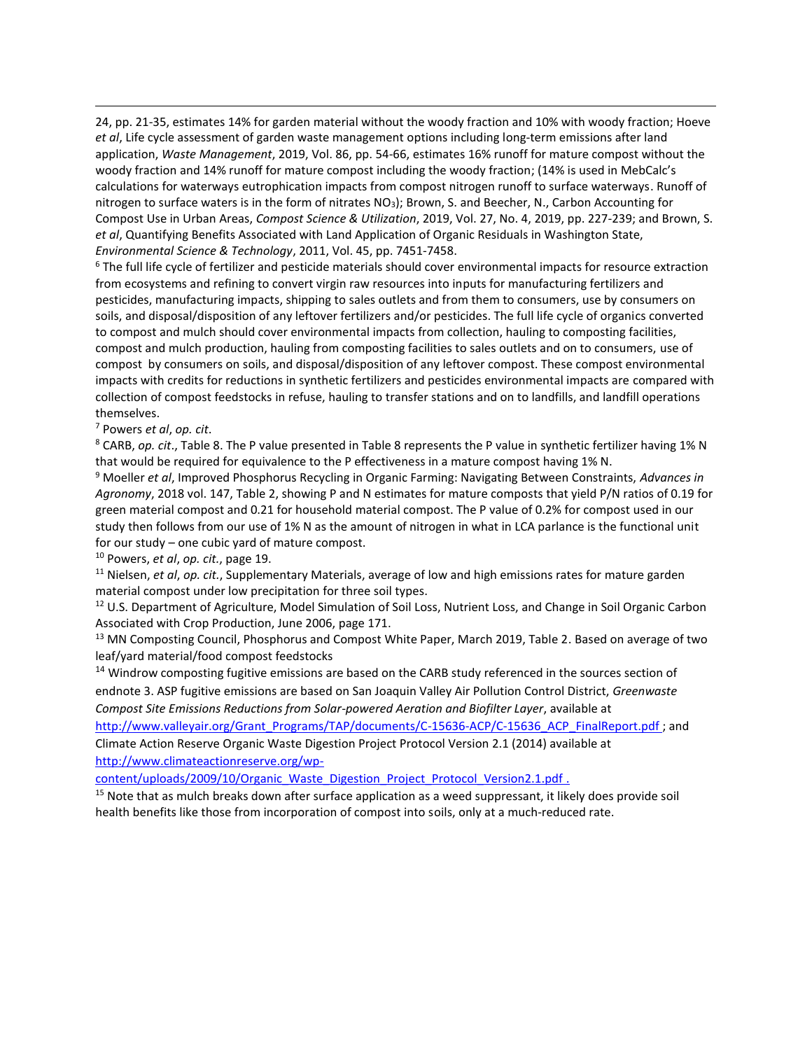24, pp. 21-35, estimates 14% for garden material without the woody fraction and 10% with woody fraction; Hoeve *et al*, Life cycle assessment of garden waste management options including long-term emissions after land application, *Waste Management*, 2019, Vol. 86, pp. 54-66, estimates 16% runoff for mature compost without the woody fraction and 14% runoff for mature compost including the woody fraction; (14% is used in MebCalc's calculations for waterways eutrophication impacts from compost nitrogen runoff to surface waterways. Runoff of nitrogen to surface waters is in the form of nitrates $NO_3$); Brown, S. and Beecher, N., Carbon Accounting for Compost Use in Urban Areas, *Compost Science & Utilization*, 2019, Vol. 27, No. 4, 2019, pp. 227-239; and Brown, S. *et al*, Quantifying Benefits Associated with Land Application of Organic Residuals in Washington State, *Environmental Science & Technology*, 2011, Vol. 45, pp. 7451-7458.

[6] The full life cycle of fertilizer and pesticide materials should cover environmental impacts for resource extraction from ecosystems and refining to convert virgin raw resources into inputs for manufacturing fertilizers and pesticides, manufacturing impacts, shipping to sales outlets and from them to consumers, use by consumers on soils, and disposal/disposition of any leftover fertilizers and/or pesticides. The full life cycle of organics converted to compost and mulch should cover environmental impacts from collection, hauling to composting facilities, compost and mulch production, hauling from composting facilities to sales outlets and on to consumers, use of compost by consumers on soils, and disposal/disposition of any leftover compost. These compost environmental impacts with credits for reductions in synthetic fertilizers and pesticides environmental impacts are compared with collection of compost feedstocks in refuse, hauling to transfer stations and on to landfills, and landfill operations themselves.

[7] Powers *et al*, *op. cit*.

[8] CARB, *op. cit*., Table 8. The P value presented in Table 8 represents the P value in synthetic fertilizer having 1% N that would be required for equivalence to the P effectiveness in a mature compost having 1% N.

[9] Moeller *et al*, Improved Phosphorus Recycling in Organic Farming: Navigating Between Constraints, *Advances in Agronomy*, 2018 vol. 147, Table 2, showing P and N estimates for mature composts that yield P/N ratios of 0.19 for green material compost and 0.21 for household material compost. The P value of 0.2% for compost used in our study then follows from our use of 1% N as the amount of nitrogen in what in LCA parlance is the functional unit for our study – one cubic yard of mature compost.

[10] Powers, *et al*, *op. cit.*, page 19.

[11] Nielsen, *et al*, *op. cit.*, Supplementary Materials, average of low and high emissions rates for mature garden material compost under low precipitation for three soil types.

[12] U.S. Department of Agriculture, Model Simulation of Soil Loss, Nutrient Loss, and Change in Soil Organic Carbon Associated with Crop Production, June 2006, page 171.

[13] MN Composting Council, Phosphorus and Compost White Paper, March 2019, Table 2. Based on average of two leaf/yard material/food compost feedstocks

[14] Windrow composting fugitive emissions are based on the CARB study referenced in the sources section of endnote 3. ASP fugitive emissions are based on San Joaquin Valley Air Pollution Control District, *Greenwaste Compost Site Emissions Reductions from Solar-powered Aeration and Biofilter Layer*, available at http://www.valleyair.org/Grant_Programs/TAP/documents/C-15636-ACP/C-15636_ACP_FinalReport.pdf ; and Climate Action Reserve Organic Waste Digestion Project Protocol Version 2.1 (2014) available at http://www.climateactionreserve.org/wp-content/uploads/2009/10/Organic_Waste_Digestion_Project_Protocol_Version2.1.pdf .

[15] Note that as mulch breaks down after surface application as a weed suppressant, it likely does provide soil health benefits like those from incorporation of compost into soils, only at a much-reduced rate.